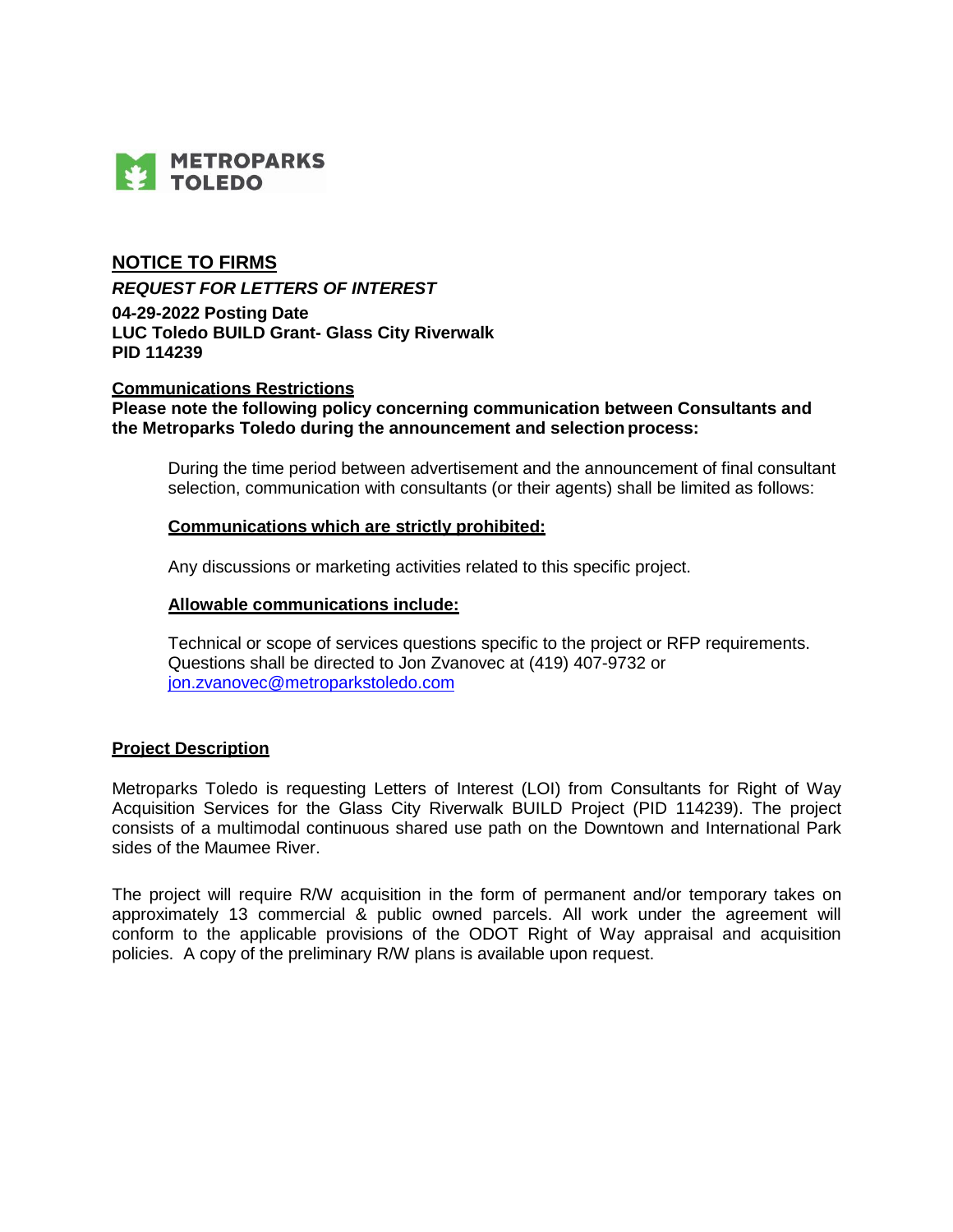METROPARKS TOLEDO

## NOTICE TO FIRMS

***REQUEST FOR LETTERS OF INTEREST***

**04-29-2022 Posting Date**
**LUC Toledo BUILD Grant- Glass City Riverwalk**
**PID 114239**

### Communications Restrictions

**Please note the following policy concerning communication between Consultants and the Metroparks Toledo during the announcement and selection process:**

During the time period between advertisement and the announcement of final consultant selection, communication with consultants (or their agents) shall be limited as follows:

**Communications which are strictly prohibited:**

Any discussions or marketing activities related to this specific project.

**Allowable communications include:**

Technical or scope of services questions specific to the project or RFP requirements. Questions shall be directed to Jon Zvanovec at (419) 407-9732 or jon.zvanovec@metroparkstoledo.com

### Project Description

Metroparks Toledo is requesting Letters of Interest (LOI) from Consultants for Right of Way Acquisition Services for the Glass City Riverwalk BUILD Project (PID 114239). The project consists of a multimodal continuous shared use path on the Downtown and International Park sides of the Maumee River.

The project will require R/W acquisition in the form of permanent and/or temporary takes on approximately 13 commercial & public owned parcels. All work under the agreement will conform to the applicable provisions of the ODOT Right of Way appraisal and acquisition policies. A copy of the preliminary R/W plans is available upon request.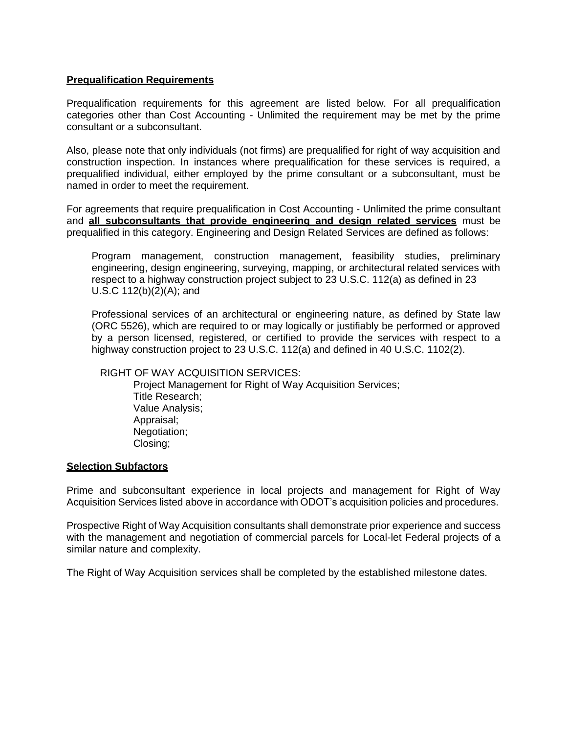**Prequalification Requirements**

Prequalification requirements for this agreement are listed below. For all prequalification categories other than Cost Accounting - Unlimited the requirement may be met by the prime consultant or a subconsultant.

Also, please note that only individuals (not firms) are prequalified for right of way acquisition and construction inspection. In instances where prequalification for these services is required, a prequalified individual, either employed by the prime consultant or a subconsultant, must be named in order to meet the requirement.

For agreements that require prequalification in Cost Accounting - Unlimited the prime consultant and **all subconsultants that provide engineering and design related services** must be prequalified in this category. Engineering and Design Related Services are defined as follows:

> Program management, construction management, feasibility studies, preliminary engineering, design engineering, surveying, mapping, or architectural related services with respect to a highway construction project subject to 23 U.S.C. 112(a) as defined in 23 U.S.C 112(b)(2)(A); and
>
> Professional services of an architectural or engineering nature, as defined by State law (ORC 5526), which are required to or may logically or justifiably be performed or approved by a person licensed, registered, or certified to provide the services with respect to a highway construction project to 23 U.S.C. 112(a) and defined in 40 U.S.C. 1102(2).

RIGHT OF WAY ACQUISITION SERVICES:

- Project Management for Right of Way Acquisition Services;
- Title Research;
- Value Analysis;
- Appraisal;
- Negotiation;
- Closing;

**Selection Subfactors**

Prime and subconsultant experience in local projects and management for Right of Way Acquisition Services listed above in accordance with ODOT's acquisition policies and procedures.

Prospective Right of Way Acquisition consultants shall demonstrate prior experience and success with the management and negotiation of commercial parcels for Local-let Federal projects of a similar nature and complexity.

The Right of Way Acquisition services shall be completed by the established milestone dates.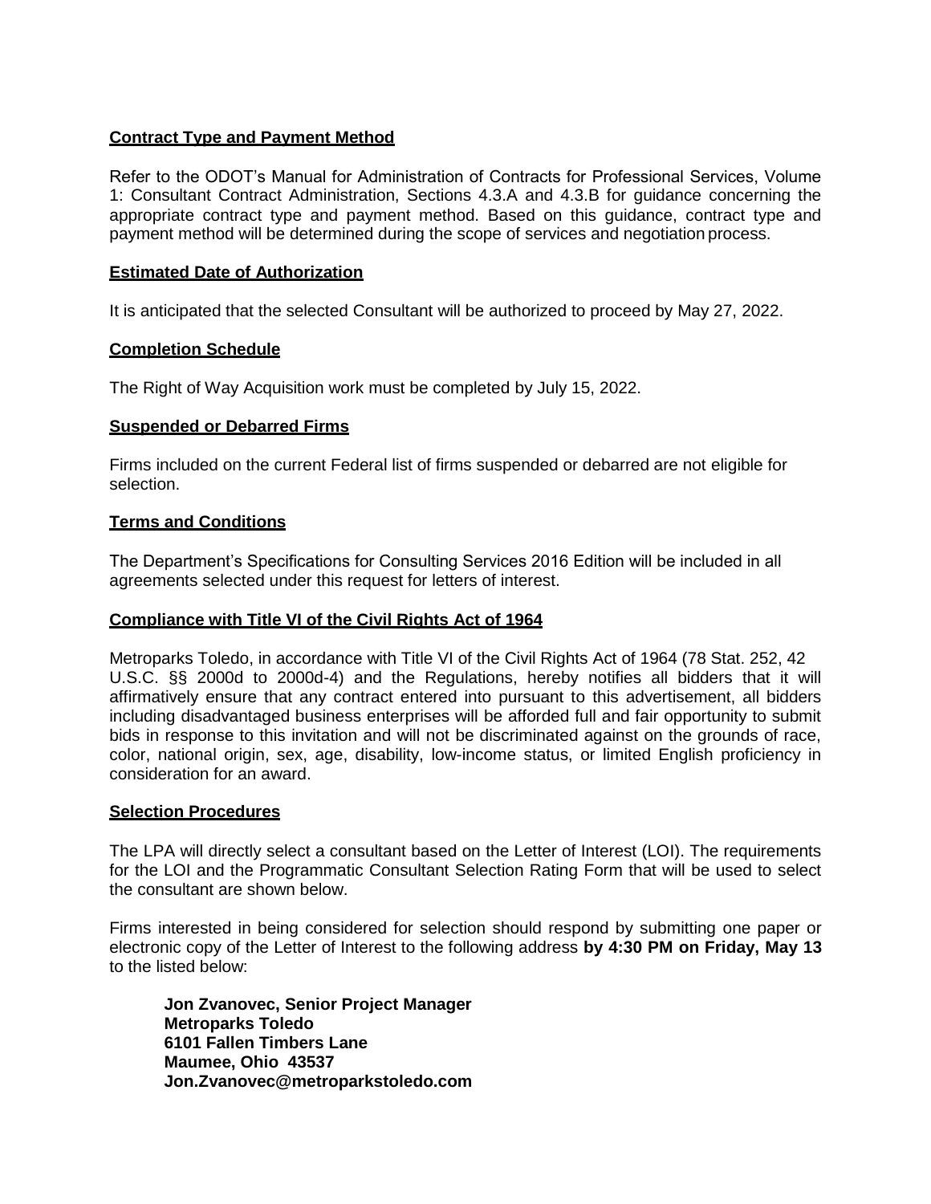**Contract Type and Payment Method**

Refer to the ODOT's Manual for Administration of Contracts for Professional Services, Volume 1: Consultant Contract Administration, Sections 4.3.A and 4.3.B for guidance concerning the appropriate contract type and payment method. Based on this guidance, contract type and payment method will be determined during the scope of services and negotiation process.

**Estimated Date of Authorization**

It is anticipated that the selected Consultant will be authorized to proceed by May 27, 2022.

**Completion Schedule**

The Right of Way Acquisition work must be completed by July 15, 2022.

**Suspended or Debarred Firms**

Firms included on the current Federal list of firms suspended or debarred are not eligible for selection.

**Terms and Conditions**

The Department's Specifications for Consulting Services 2016 Edition will be included in all agreements selected under this request for letters of interest.

**Compliance with Title VI of the Civil Rights Act of 1964**

Metroparks Toledo, in accordance with Title VI of the Civil Rights Act of 1964 (78 Stat. 252, 42 U.S.C. §§ 2000d to 2000d-4) and the Regulations, hereby notifies all bidders that it will affirmatively ensure that any contract entered into pursuant to this advertisement, all bidders including disadvantaged business enterprises will be afforded full and fair opportunity to submit bids in response to this invitation and will not be discriminated against on the grounds of race, color, national origin, sex, age, disability, low-income status, or limited English proficiency in consideration for an award.

**Selection Procedures**

The LPA will directly select a consultant based on the Letter of Interest (LOI). The requirements for the LOI and the Programmatic Consultant Selection Rating Form that will be used to select the consultant are shown below.

Firms interested in being considered for selection should respond by submitting one paper or electronic copy of the Letter of Interest to the following address **by 4:30 PM on Friday, May 13** to the listed below:

**Jon Zvanovec, Senior Project Manager**
**Metroparks Toledo**
**6101 Fallen Timbers Lane**
**Maumee, Ohio 43537**
**Jon.Zvanovec@metroparkstoledo.com**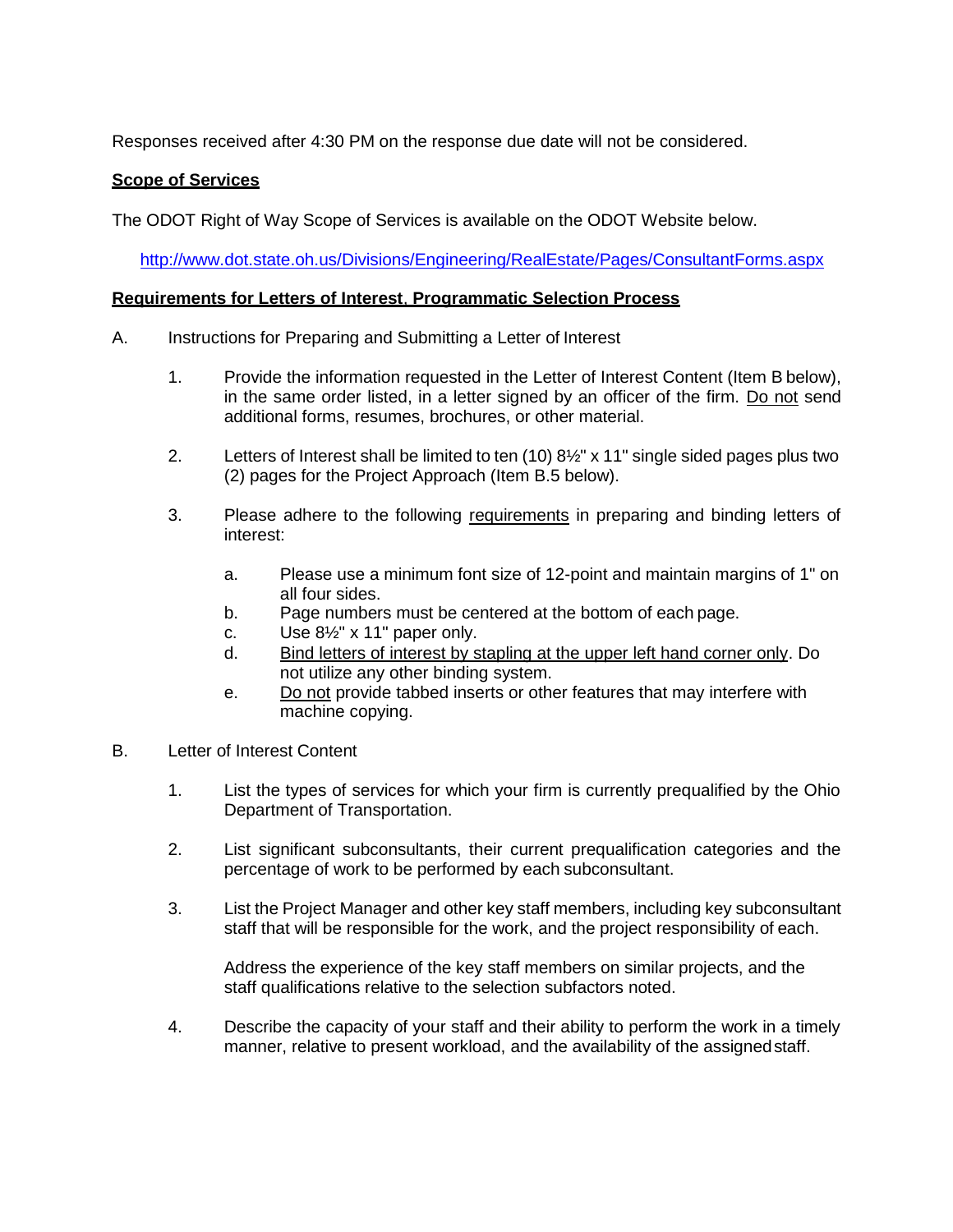Responses received after 4:30 PM on the response due date will not be considered.

**Scope of Services**

The ODOT Right of Way Scope of Services is available on the ODOT Website below.

http://www.dot.state.oh.us/Divisions/Engineering/RealEstate/Pages/ConsultantForms.aspx

**Requirements for Letters of Interest, Programmatic Selection Process**

A. Instructions for Preparing and Submitting a Letter of Interest

1. Provide the information requested in the Letter of Interest Content (Item B below), in the same order listed, in a letter signed by an officer of the firm. Do not send additional forms, resumes, brochures, or other material.

2. Letters of Interest shall be limited to ten (10) 8½" x 11" single sided pages plus two (2) pages for the Project Approach (Item B.5 below).

3. Please adhere to the following requirements in preparing and binding letters of interest:

   a. Please use a minimum font size of 12-point and maintain margins of 1" on all four sides.
   b. Page numbers must be centered at the bottom of each page.
   c. Use 8½" x 11" paper only.
   d. Bind letters of interest by stapling at the upper left hand corner only. Do not utilize any other binding system.
   e. Do not provide tabbed inserts or other features that may interfere with machine copying.

B. Letter of Interest Content

1. List the types of services for which your firm is currently prequalified by the Ohio Department of Transportation.

2. List significant subconsultants, their current prequalification categories and the percentage of work to be performed by each subconsultant.

3. List the Project Manager and other key staff members, including key subconsultant staff that will be responsible for the work, and the project responsibility of each.

   Address the experience of the key staff members on similar projects, and the staff qualifications relative to the selection subfactors noted.

4. Describe the capacity of your staff and their ability to perform the work in a timely manner, relative to present workload, and the availability of the assigned staff.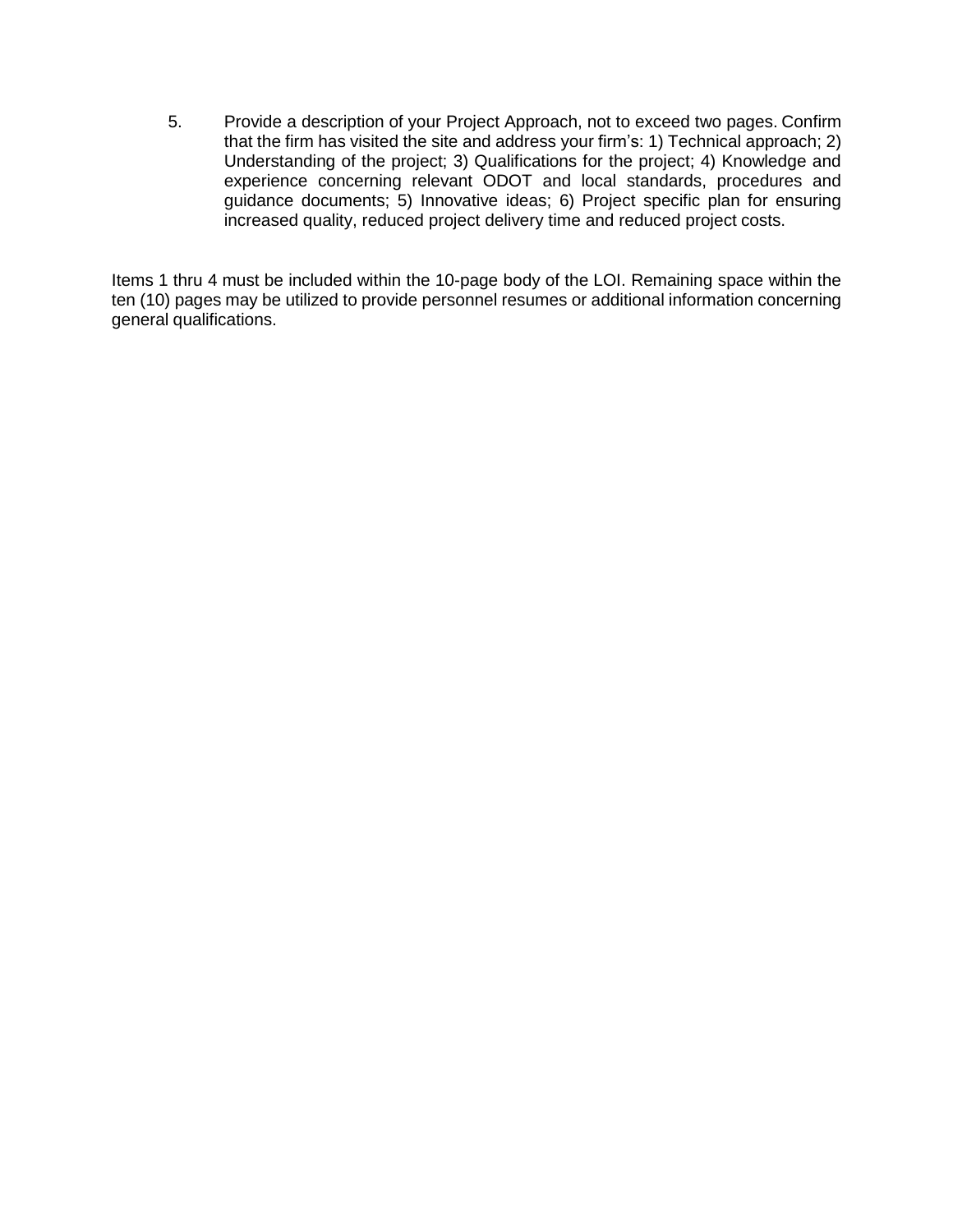5. Provide a description of your Project Approach, not to exceed two pages. Confirm that the firm has visited the site and address your firm's: 1) Technical approach; 2) Understanding of the project; 3) Qualifications for the project; 4) Knowledge and experience concerning relevant ODOT and local standards, procedures and guidance documents; 5) Innovative ideas; 6) Project specific plan for ensuring increased quality, reduced project delivery time and reduced project costs.

Items 1 thru 4 must be included within the 10-page body of the LOI. Remaining space within the ten (10) pages may be utilized to provide personnel resumes or additional information concerning general qualifications.